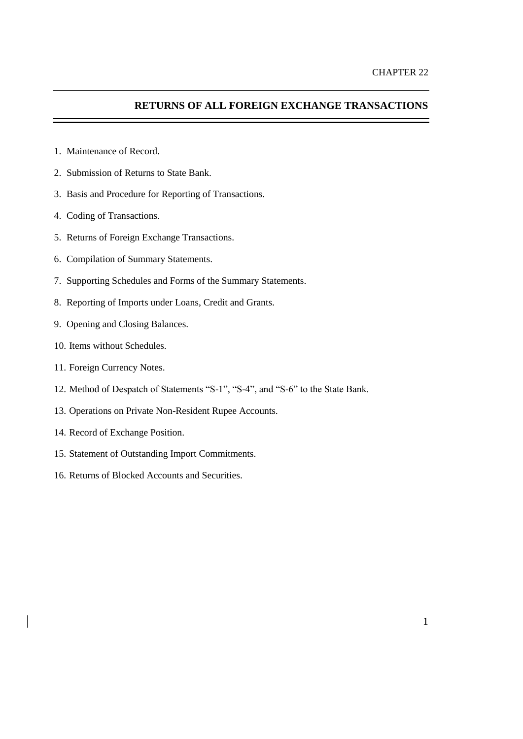CHAPTER 22

# RETURNS OF ALL FOREIGN EXCHANGE TRANSACTIONS

1. Maintenance of Record.
2. Submission of Returns to State Bank.
3. Basis and Procedure for Reporting of Transactions.
4. Coding of Transactions.
5. Returns of Foreign Exchange Transactions.
6. Compilation of Summary Statements.
7. Supporting Schedules and Forms of the Summary Statements.
8. Reporting of Imports under Loans, Credit and Grants.
9. Opening and Closing Balances.
10. Items without Schedules.
11. Foreign Currency Notes.
12. Method of Despatch of Statements "S-1", "S-4", and "S-6" to the State Bank.
13. Operations on Private Non-Resident Rupee Accounts.
14. Record of Exchange Position.
15. Statement of Outstanding Import Commitments.
16. Returns of Blocked Accounts and Securities.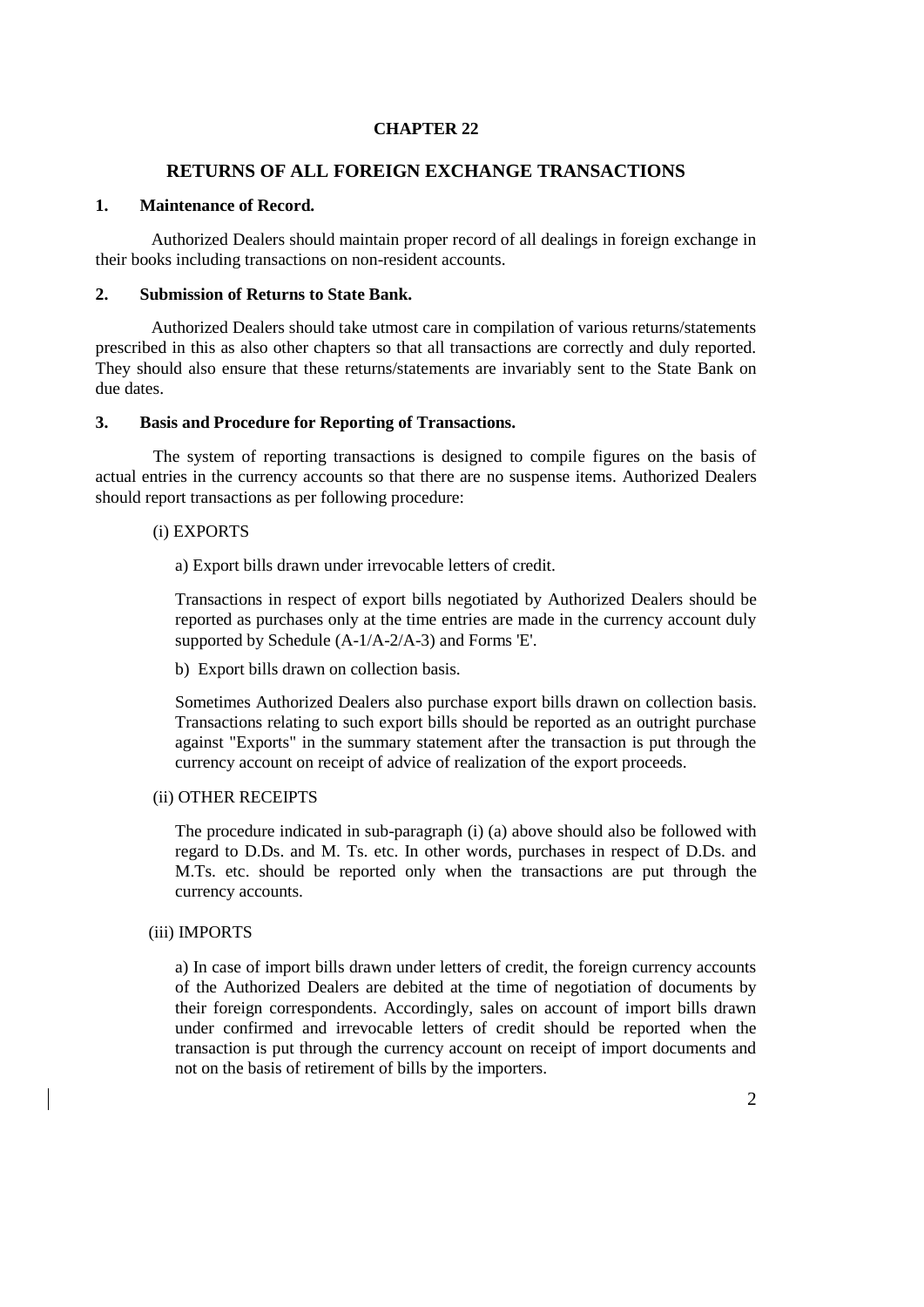**CHAPTER 22**

# RETURNS OF ALL FOREIGN EXCHANGE TRANSACTIONS

## 1. Maintenance of Record.

Authorized Dealers should maintain proper record of all dealings in foreign exchange in their books including transactions on non-resident accounts.

## 2. Submission of Returns to State Bank.

Authorized Dealers should take utmost care in compilation of various returns/statements prescribed in this as also other chapters so that all transactions are correctly and duly reported. They should also ensure that these returns/statements are invariably sent to the State Bank on due dates.

## 3. Basis and Procedure for Reporting of Transactions.

The system of reporting transactions is designed to compile figures on the basis of actual entries in the currency accounts so that there are no suspense items. Authorized Dealers should report transactions as per following procedure:

(i) EXPORTS

a) Export bills drawn under irrevocable letters of credit.

Transactions in respect of export bills negotiated by Authorized Dealers should be reported as purchases only at the time entries are made in the currency account duly supported by Schedule (A-1/A-2/A-3) and Forms 'E'.

b) Export bills drawn on collection basis.

Sometimes Authorized Dealers also purchase export bills drawn on collection basis. Transactions relating to such export bills should be reported as an outright purchase against "Exports" in the summary statement after the transaction is put through the currency account on receipt of advice of realization of the export proceeds.

(ii) OTHER RECEIPTS

The procedure indicated in sub-paragraph (i) (a) above should also be followed with regard to D.Ds. and M. Ts. etc. In other words, purchases in respect of D.Ds. and M.Ts. etc. should be reported only when the transactions are put through the currency accounts.

(iii) IMPORTS

a) In case of import bills drawn under letters of credit, the foreign currency accounts of the Authorized Dealers are debited at the time of negotiation of documents by their foreign correspondents. Accordingly, sales on account of import bills drawn under confirmed and irrevocable letters of credit should be reported when the transaction is put through the currency account on receipt of import documents and not on the basis of retirement of bills by the importers.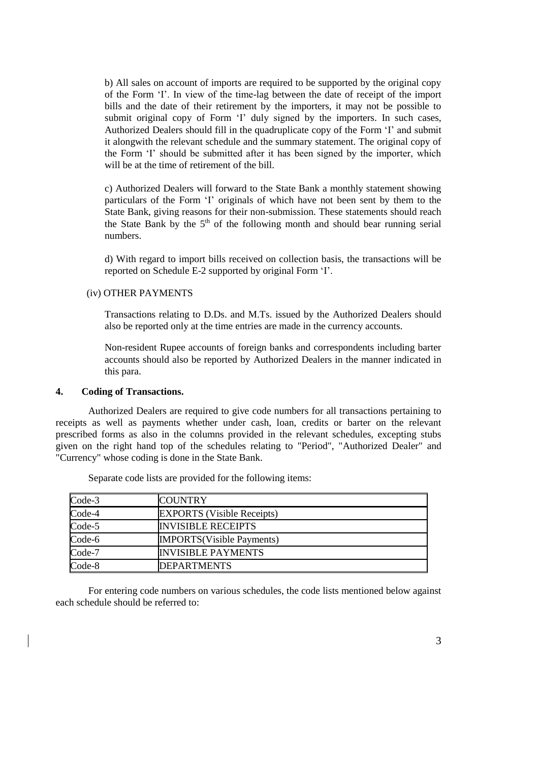b) All sales on account of imports are required to be supported by the original copy of the Form 'I'. In view of the time-lag between the date of receipt of the import bills and the date of their retirement by the importers, it may not be possible to submit original copy of Form 'I' duly signed by the importers. In such cases, Authorized Dealers should fill in the quadruplicate copy of the Form 'I' and submit it alongwith the relevant schedule and the summary statement. The original copy of the Form 'I' should be submitted after it has been signed by the importer, which will be at the time of retirement of the bill.

c) Authorized Dealers will forward to the State Bank a monthly statement showing particulars of the Form 'I' originals of which have not been sent by them to the State Bank, giving reasons for their non-submission. These statements should reach the State Bank by the 5th of the following month and should bear running serial numbers.

d) With regard to import bills received on collection basis, the transactions will be reported on Schedule E-2 supported by original Form 'I'.

(iv) OTHER PAYMENTS

Transactions relating to D.Ds. and M.Ts. issued by the Authorized Dealers should also be reported only at the time entries are made in the currency accounts.

Non-resident Rupee accounts of foreign banks and correspondents including barter accounts should also be reported by Authorized Dealers in the manner indicated in this para.

## 4. Coding of Transactions.

Authorized Dealers are required to give code numbers for all transactions pertaining to receipts as well as payments whether under cash, loan, credits or barter on the relevant prescribed forms as also in the columns provided in the relevant schedules, excepting stubs given on the right hand top of the schedules relating to "Period", "Authorized Dealer" and "Currency" whose coding is done in the State Bank.

Separate code lists are provided for the following items:

| | |
|---|---|
| Code-3 | COUNTRY |
| Code-4 | EXPORTS (Visible Receipts) |
| Code-5 | INVISIBLE RECEIPTS |
| Code-6 | IMPORTS(Visible Payments) |
| Code-7 | INVISIBLE PAYMENTS |
| Code-8 | DEPARTMENTS |

For entering code numbers on various schedules, the code lists mentioned below against each schedule should be referred to: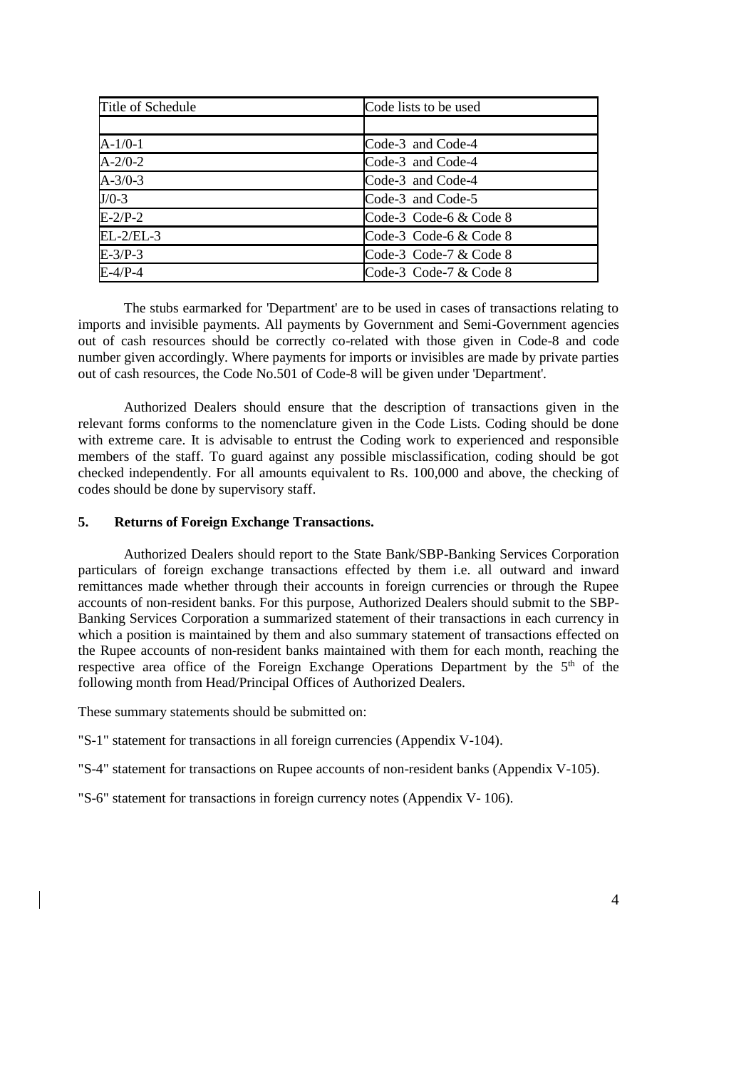| Title of Schedule | Code lists to be used |
|---|---|
| | |
| A-1/0-1 | Code-3 and Code-4 |
| A-2/0-2 | Code-3 and Code-4 |
| A-3/0-3 | Code-3 and Code-4 |
| J/0-3 | Code-3 and Code-5 |
| E-2/P-2 | Code-3 Code-6 & Code 8 |
| EL-2/EL-3 | Code-3 Code-6 & Code 8 |
| E-3/P-3 | Code-3 Code-7 & Code 8 |
| E-4/P-4 | Code-3 Code-7 & Code 8 |

The stubs earmarked for 'Department' are to be used in cases of transactions relating to imports and invisible payments. All payments by Government and Semi-Government agencies out of cash resources should be correctly co-related with those given in Code-8 and code number given accordingly. Where payments for imports or invisibles are made by private parties out of cash resources, the Code No.501 of Code-8 will be given under 'Department'.

Authorized Dealers should ensure that the description of transactions given in the relevant forms conforms to the nomenclature given in the Code Lists. Coding should be done with extreme care. It is advisable to entrust the Coding work to experienced and responsible members of the staff. To guard against any possible misclassification, coding should be got checked independently. For all amounts equivalent to Rs. 100,000 and above, the checking of codes should be done by supervisory staff.

### 5. Returns of Foreign Exchange Transactions.

Authorized Dealers should report to the State Bank/SBP-Banking Services Corporation particulars of foreign exchange transactions effected by them i.e. all outward and inward remittances made whether through their accounts in foreign currencies or through the Rupee accounts of non-resident banks. For this purpose, Authorized Dealers should submit to the SBP-Banking Services Corporation a summarized statement of their transactions in each currency in which a position is maintained by them and also summary statement of transactions effected on the Rupee accounts of non-resident banks maintained with them for each month, reaching the respective area office of the Foreign Exchange Operations Department by the 5th of the following month from Head/Principal Offices of Authorized Dealers.

These summary statements should be submitted on:

"S-1" statement for transactions in all foreign currencies (Appendix V-104).

"S-4" statement for transactions on Rupee accounts of non-resident banks (Appendix V-105).

"S-6" statement for transactions in foreign currency notes (Appendix V- 106).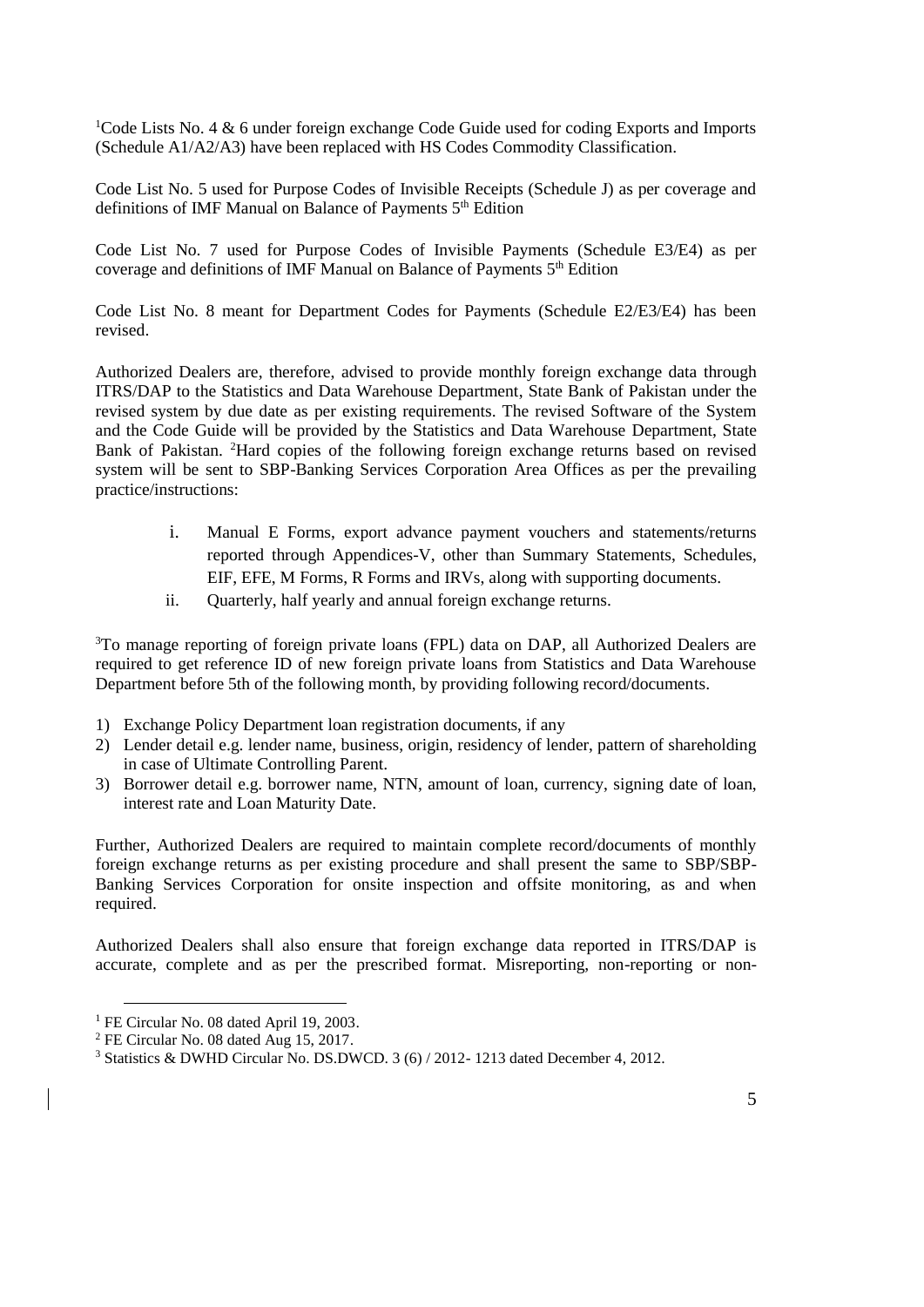[1]Code Lists No. 4 & 6 under foreign exchange Code Guide used for coding Exports and Imports (Schedule A1/A2/A3) have been replaced with HS Codes Commodity Classification.

Code List No. 5 used for Purpose Codes of Invisible Receipts (Schedule J) as per coverage and definitions of IMF Manual on Balance of Payments 5th Edition

Code List No. 7 used for Purpose Codes of Invisible Payments (Schedule E3/E4) as per coverage and definitions of IMF Manual on Balance of Payments 5th Edition

Code List No. 8 meant for Department Codes for Payments (Schedule E2/E3/E4) has been revised.

Authorized Dealers are, therefore, advised to provide monthly foreign exchange data through ITRS/DAP to the Statistics and Data Warehouse Department, State Bank of Pakistan under the revised system by due date as per existing requirements. The revised Software of the System and the Code Guide will be provided by the Statistics and Data Warehouse Department, State Bank of Pakistan. [2]Hard copies of the following foreign exchange returns based on revised system will be sent to SBP-Banking Services Corporation Area Offices as per the prevailing practice/instructions:

i. Manual E Forms, export advance payment vouchers and statements/returns reported through Appendices-V, other than Summary Statements, Schedules, EIF, EFE, M Forms, R Forms and IRVs, along with supporting documents.
ii. Quarterly, half yearly and annual foreign exchange returns.

[3]To manage reporting of foreign private loans (FPL) data on DAP, all Authorized Dealers are required to get reference ID of new foreign private loans from Statistics and Data Warehouse Department before 5th of the following month, by providing following record/documents.

1) Exchange Policy Department loan registration documents, if any
2) Lender detail e.g. lender name, business, origin, residency of lender, pattern of shareholding in case of Ultimate Controlling Parent.
3) Borrower detail e.g. borrower name, NTN, amount of loan, currency, signing date of loan, interest rate and Loan Maturity Date.

Further, Authorized Dealers are required to maintain complete record/documents of monthly foreign exchange returns as per existing procedure and shall present the same to SBP/SBP-Banking Services Corporation for onsite inspection and offsite monitoring, as and when required.

Authorized Dealers shall also ensure that foreign exchange data reported in ITRS/DAP is accurate, complete and as per the prescribed format. Misreporting, non-reporting or non-

---

[1] FE Circular No. 08 dated April 19, 2003.

[2] FE Circular No. 08 dated Aug 15, 2017.

[3] Statistics & DWHD Circular No. DS.DWCD. 3 (6) / 2012- 1213 dated December 4, 2012.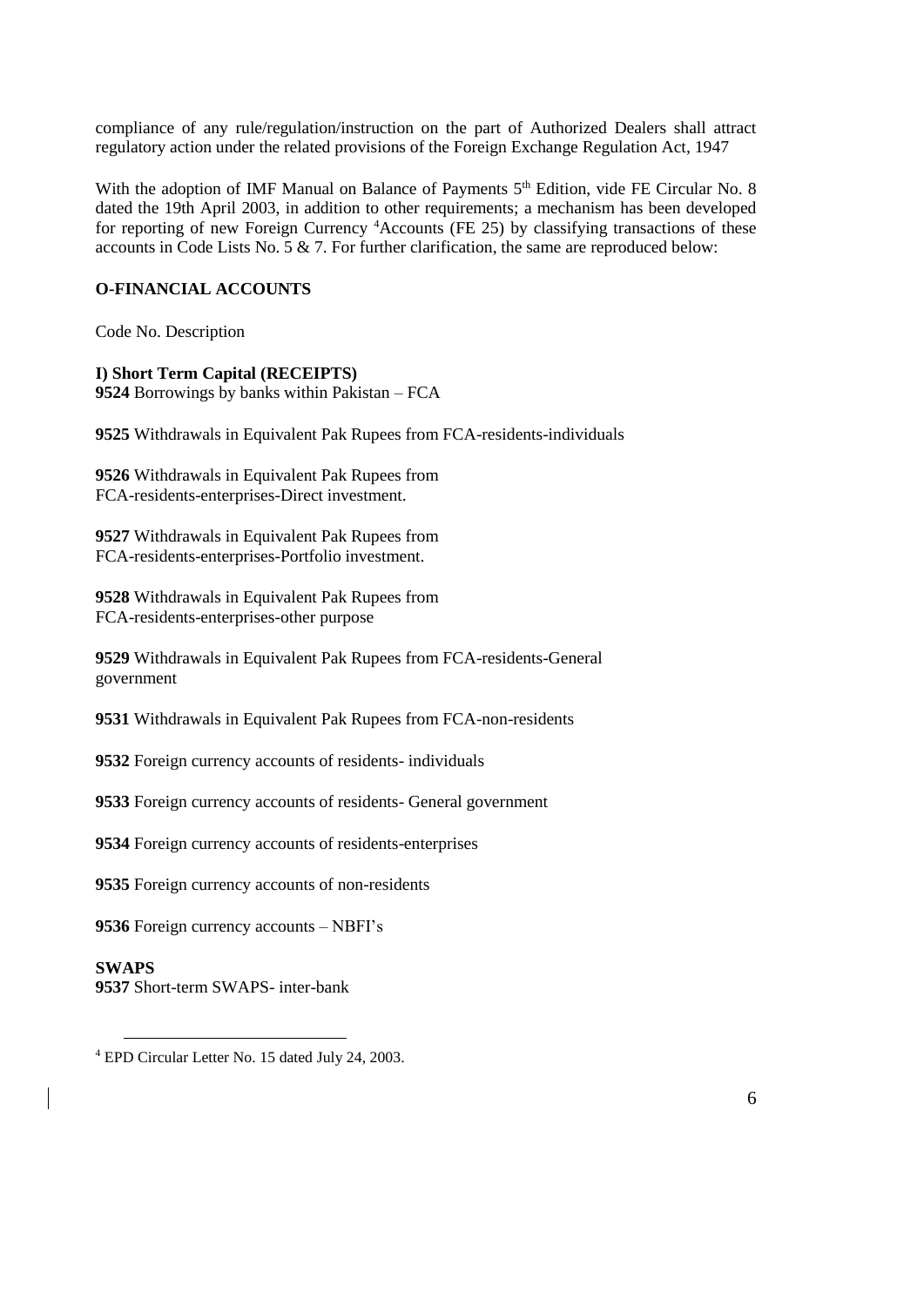compliance of any rule/regulation/instruction on the part of Authorized Dealers shall attract regulatory action under the related provisions of the Foreign Exchange Regulation Act, 1947

With the adoption of IMF Manual on Balance of Payments 5th Edition, vide FE Circular No. 8 dated the 19th April 2003, in addition to other requirements; a mechanism has been developed for reporting of new Foreign Currency [4]Accounts (FE 25) by classifying transactions of these accounts in Code Lists No. 5 & 7. For further clarification, the same are reproduced below:

**O-FINANCIAL ACCOUNTS**

Code No. Description

**I) Short Term Capital (RECEIPTS)**

**9524** Borrowings by banks within Pakistan – FCA

**9525** Withdrawals in Equivalent Pak Rupees from FCA-residents-individuals

**9526** Withdrawals in Equivalent Pak Rupees from FCA-residents-enterprises-Direct investment.

**9527** Withdrawals in Equivalent Pak Rupees from FCA-residents-enterprises-Portfolio investment.

**9528** Withdrawals in Equivalent Pak Rupees from FCA-residents-enterprises-other purpose

**9529** Withdrawals in Equivalent Pak Rupees from FCA-residents-General government

**9531** Withdrawals in Equivalent Pak Rupees from FCA-non-residents

**9532** Foreign currency accounts of residents- individuals

**9533** Foreign currency accounts of residents- General government

**9534** Foreign currency accounts of residents-enterprises

**9535** Foreign currency accounts of non-residents

**9536** Foreign currency accounts – NBFI's

**SWAPS**

**9537** Short-term SWAPS- inter-bank

---

[4] EPD Circular Letter No. 15 dated July 24, 2003.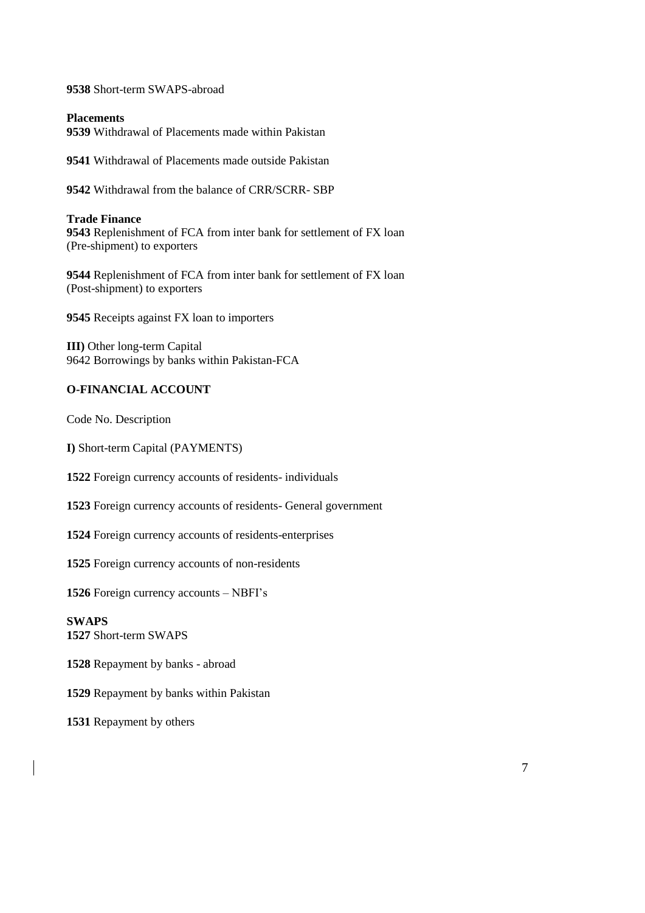**9538** Short-term SWAPS-abroad

**Placements**
**9539** Withdrawal of Placements made within Pakistan

**9541** Withdrawal of Placements made outside Pakistan

**9542** Withdrawal from the balance of CRR/SCRR- SBP

**Trade Finance**
**9543** Replenishment of FCA from inter bank for settlement of FX loan (Pre-shipment) to exporters

**9544** Replenishment of FCA from inter bank for settlement of FX loan (Post-shipment) to exporters

**9545** Receipts against FX loan to importers

**III)** Other long-term Capital
9642 Borrowings by banks within Pakistan-FCA

**O-FINANCIAL ACCOUNT**

Code No. Description

**I)** Short-term Capital (PAYMENTS)

**1522** Foreign currency accounts of residents- individuals

**1523** Foreign currency accounts of residents- General government

**1524** Foreign currency accounts of residents-enterprises

**1525** Foreign currency accounts of non-residents

**1526** Foreign currency accounts – NBFI's

**SWAPS**
**1527** Short-term SWAPS

**1528** Repayment by banks - abroad

**1529** Repayment by banks within Pakistan

**1531** Repayment by others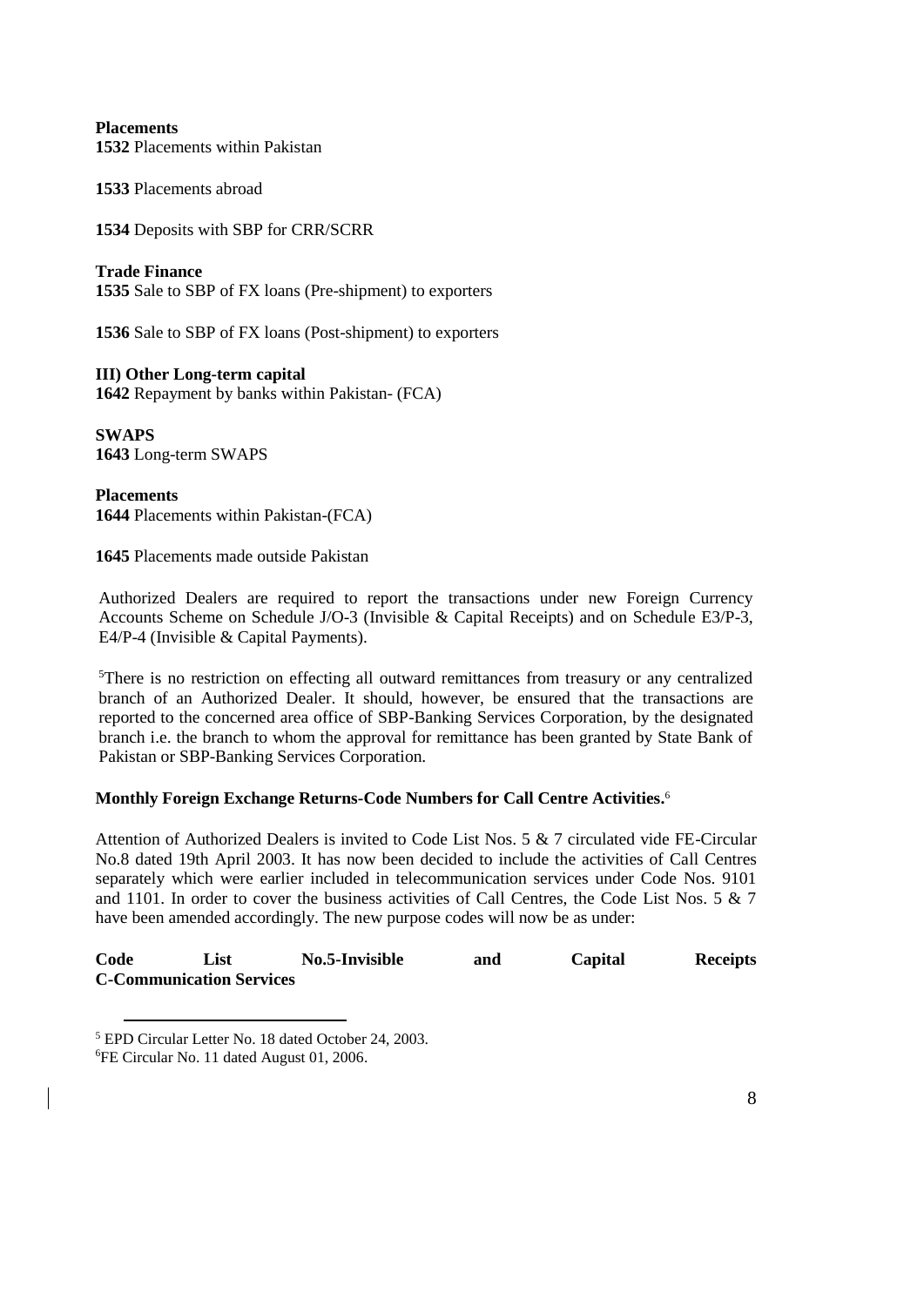**Placements**
**1532** Placements within Pakistan

**1533** Placements abroad

**1534** Deposits with SBP for CRR/SCRR

**Trade Finance**
**1535** Sale to SBP of FX loans (Pre-shipment) to exporters

**1536** Sale to SBP of FX loans (Post-shipment) to exporters

**III) Other Long-term capital**
**1642** Repayment by banks within Pakistan- (FCA)

**SWAPS**
**1643** Long-term SWAPS

**Placements**
**1644** Placements within Pakistan-(FCA)

**1645** Placements made outside Pakistan

Authorized Dealers are required to report the transactions under new Foreign Currency Accounts Scheme on Schedule J/O-3 (Invisible & Capital Receipts) and on Schedule E3/P-3, E4/P-4 (Invisible & Capital Payments).

[5]There is no restriction on effecting all outward remittances from treasury or any centralized branch of an Authorized Dealer. It should, however, be ensured that the transactions are reported to the concerned area office of SBP-Banking Services Corporation, by the designated branch i.e. the branch to whom the approval for remittance has been granted by State Bank of Pakistan or SBP-Banking Services Corporation.

**Monthly Foreign Exchange Returns-Code Numbers for Call Centre Activities.**[6]

Attention of Authorized Dealers is invited to Code List Nos. 5 & 7 circulated vide FE-Circular No.8 dated 19th April 2003. It has now been decided to include the activities of Call Centres separately which were earlier included in telecommunication services under Code Nos. 9101 and 1101. In order to cover the business activities of Call Centres, the Code List Nos. 5 & 7 have been amended accordingly. The new purpose codes will now be as under:

**Code List No.5-Invisible and Capital Receipts**
**C-Communication Services**

---

[5] EPD Circular Letter No. 18 dated October 24, 2003.
[6] FE Circular No. 11 dated August 01, 2006.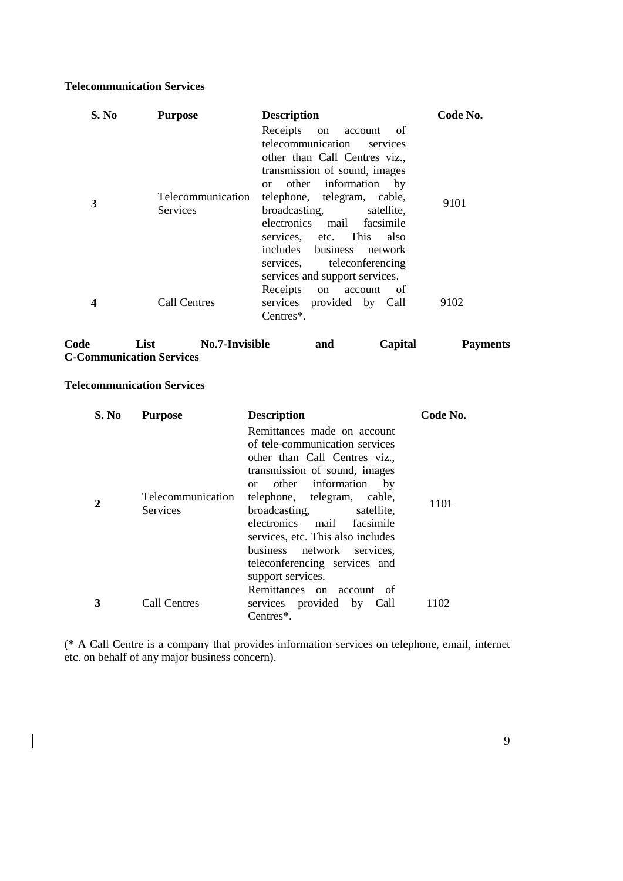**Telecommunication Services**

| S. No | Purpose | Description | Code No. |
|---|---|---|---|
| 3 | Telecommunication Services | Receipts on account of telecommunication services other than Call Centres viz., transmission of sound, images or other information by telephone, telegram, cable, broadcasting, satellite, electronics mail facsimile services, etc. This also includes business network services, teleconferencing services and support services. | 9101 |
| 4 | Call Centres | Receipts on account of services provided by Call Centres*. | 9102 |

**Code List No.7-Invisible and Capital Payments**
**C-Communication Services**

**Telecommunication Services**

| S. No | Purpose | Description | Code No. |
|---|---|---|---|
| 2 | Telecommunication Services | Remittances made on account of tele-communication services other than Call Centres viz., transmission of sound, images or other information by telephone, telegram, cable, broadcasting, satellite, electronics mail facsimile services, etc. This also includes business network services, teleconferencing services and support services. | 1101 |
| 3 | Call Centres | Remittances on account of services provided by Call Centres*. | 1102 |

(* A Call Centre is a company that provides information services on telephone, email, internet etc. on behalf of any major business concern).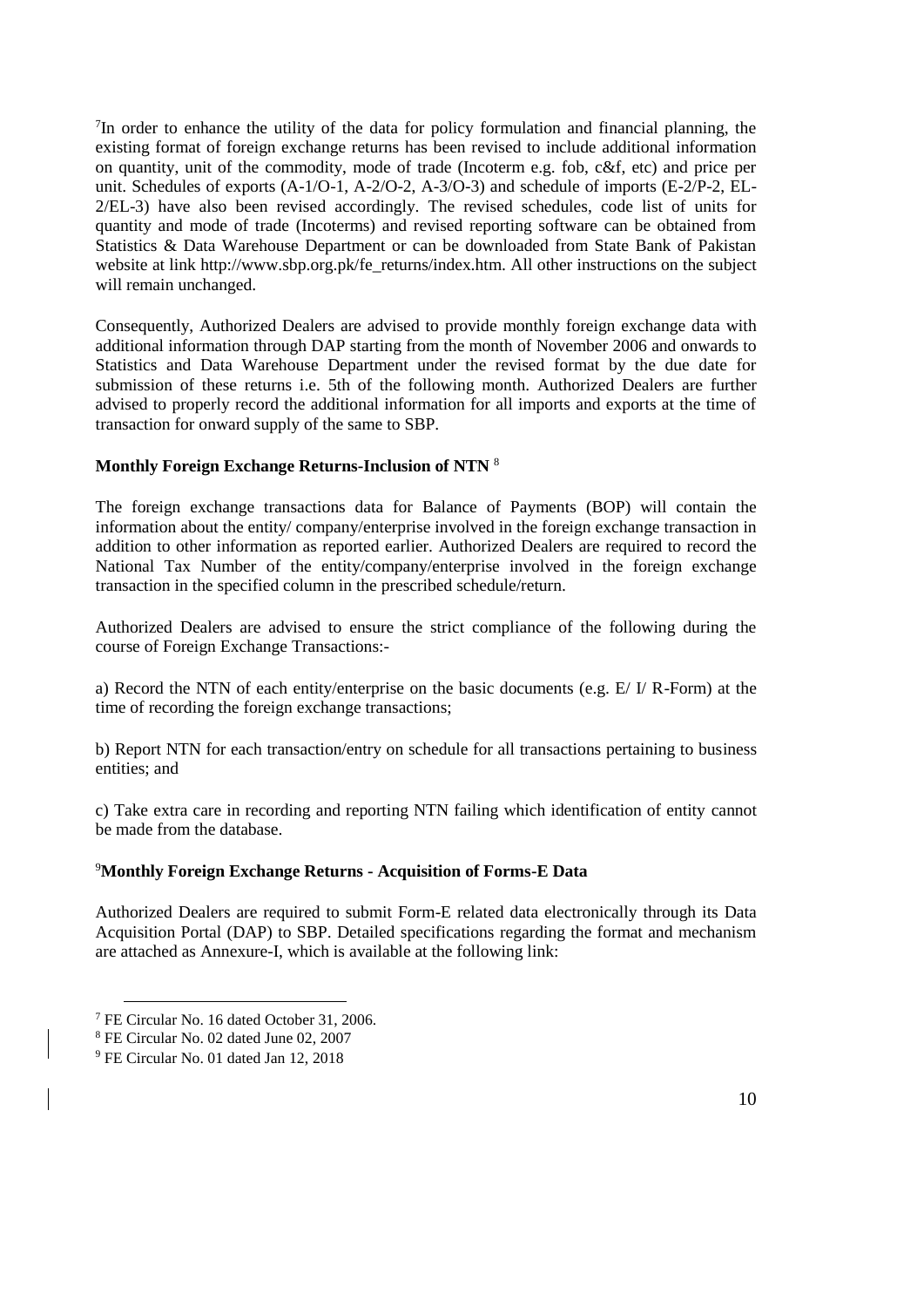[7]In order to enhance the utility of the data for policy formulation and financial planning, the existing format of foreign exchange returns has been revised to include additional information on quantity, unit of the commodity, mode of trade (Incoterm e.g. fob, c&f, etc) and price per unit. Schedules of exports (A-1/O-1, A-2/O-2, A-3/O-3) and schedule of imports (E-2/P-2, EL-2/EL-3) have also been revised accordingly. The revised schedules, code list of units for quantity and mode of trade (Incoterms) and revised reporting software can be obtained from Statistics & Data Warehouse Department or can be downloaded from State Bank of Pakistan website at link http://www.sbp.org.pk/fe_returns/index.htm. All other instructions on the subject will remain unchanged.

Consequently, Authorized Dealers are advised to provide monthly foreign exchange data with additional information through DAP starting from the month of November 2006 and onwards to Statistics and Data Warehouse Department under the revised format by the due date for submission of these returns i.e. 5th of the following month. Authorized Dealers are further advised to properly record the additional information for all imports and exports at the time of transaction for onward supply of the same to SBP.

**Monthly Foreign Exchange Returns-Inclusion of NTN** [8]

The foreign exchange transactions data for Balance of Payments (BOP) will contain the information about the entity/ company/enterprise involved in the foreign exchange transaction in addition to other information as reported earlier. Authorized Dealers are required to record the National Tax Number of the entity/company/enterprise involved in the foreign exchange transaction in the specified column in the prescribed schedule/return.

Authorized Dealers are advised to ensure the strict compliance of the following during the course of Foreign Exchange Transactions:-

a) Record the NTN of each entity/enterprise on the basic documents (e.g. E/ I/ R-Form) at the time of recording the foreign exchange transactions;

b) Report NTN for each transaction/entry on schedule for all transactions pertaining to business entities; and

c) Take extra care in recording and reporting NTN failing which identification of entity cannot be made from the database.

[9]**Monthly Foreign Exchange Returns - Acquisition of Forms-E Data**

Authorized Dealers are required to submit Form-E related data electronically through its Data Acquisition Portal (DAP) to SBP. Detailed specifications regarding the format and mechanism are attached as Annexure-I, which is available at the following link:

---

[7] FE Circular No. 16 dated October 31, 2006.

[8] FE Circular No. 02 dated June 02, 2007

[9] FE Circular No. 01 dated Jan 12, 2018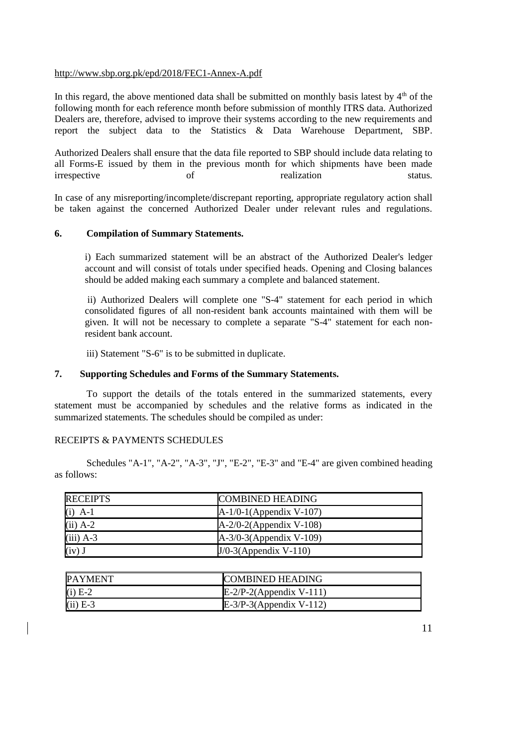http://www.sbp.org.pk/epd/2018/FEC1-Annex-A.pdf

In this regard, the above mentioned data shall be submitted on monthly basis latest by 4th of the following month for each reference month before submission of monthly ITRS data. Authorized Dealers are, therefore, advised to improve their systems according to the new requirements and report the subject data to the Statistics & Data Warehouse Department, SBP.

Authorized Dealers shall ensure that the data file reported to SBP should include data relating to all Forms-E issued by them in the previous month for which shipments have been made irrespective of realization status.

In case of any misreporting/incomplete/discrepant reporting, appropriate regulatory action shall be taken against the concerned Authorized Dealer under relevant rules and regulations.

**6. Compilation of Summary Statements.**

i) Each summarized statement will be an abstract of the Authorized Dealer's ledger account and will consist of totals under specified heads. Opening and Closing balances should be added making each summary a complete and balanced statement.

ii) Authorized Dealers will complete one "S-4" statement for each period in which consolidated figures of all non-resident bank accounts maintained with them will be given. It will not be necessary to complete a separate "S-4" statement for each non-resident bank account.

iii) Statement "S-6" is to be submitted in duplicate.

**7. Supporting Schedules and Forms of the Summary Statements.**

To support the details of the totals entered in the summarized statements, every statement must be accompanied by schedules and the relative forms as indicated in the summarized statements. The schedules should be compiled as under:

RECEIPTS & PAYMENTS SCHEDULES

Schedules "A-1", "A-2", "A-3", "J", "E-2", "E-3" and "E-4" are given combined heading as follows:

| RECEIPTS | COMBINED HEADING |
|---|---|
| (i) A-1 | A-1/0-1(Appendix V-107) |
| (ii) A-2 | A-2/0-2(Appendix V-108) |
| (iii) A-3 | A-3/0-3(Appendix V-109) |
| (iv) J | J/0-3(Appendix V-110) |

| PAYMENT | COMBINED HEADING |
|---|---|
| (i) E-2 | E-2/P-2(Appendix V-111) |
| (ii) E-3 | E-3/P-3(Appendix V-112) |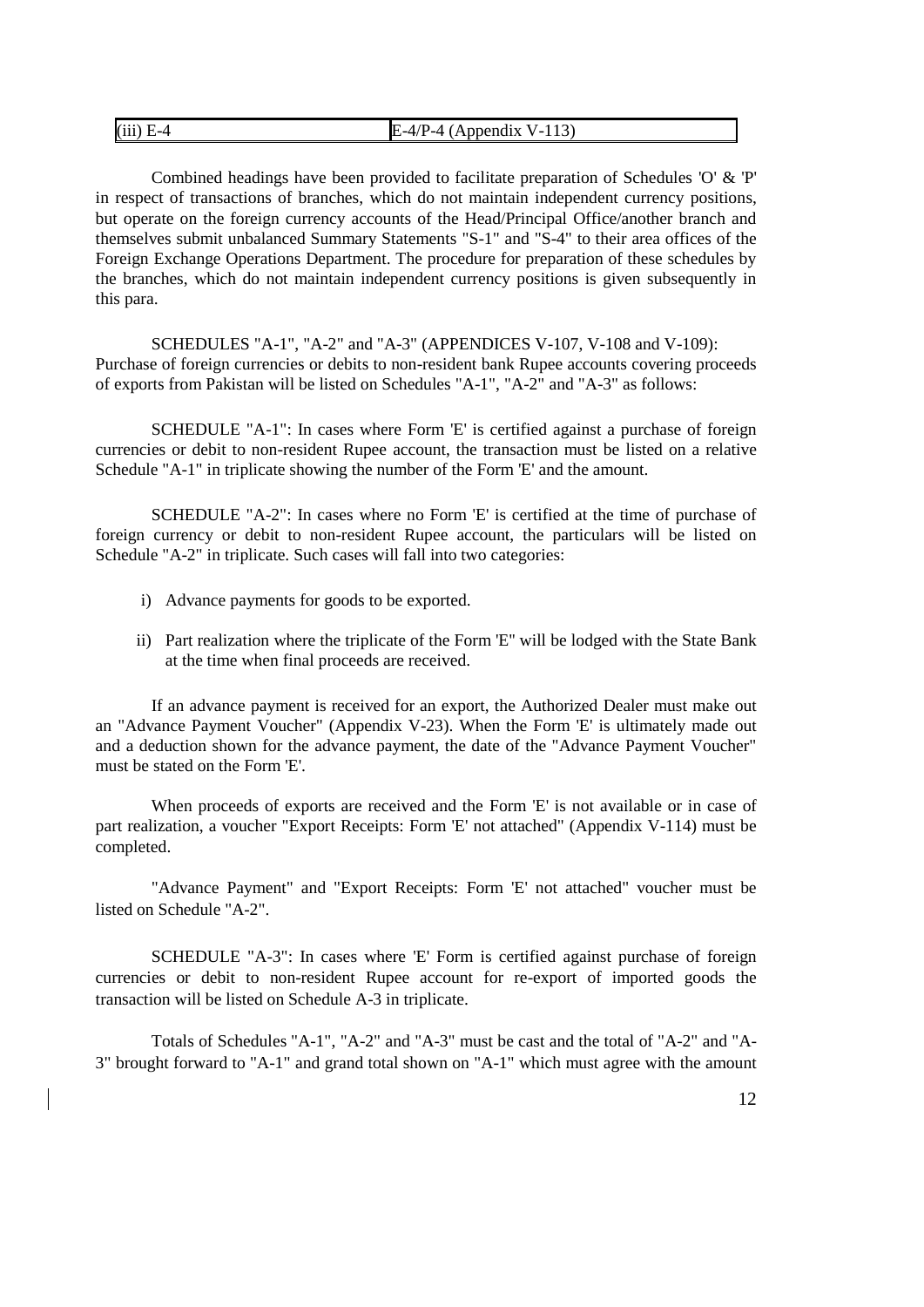| (iii) E-4 | E-4/P-4 (Appendix V-113) |
|---|---|

Combined headings have been provided to facilitate preparation of Schedules 'O' & 'P' in respect of transactions of branches, which do not maintain independent currency positions, but operate on the foreign currency accounts of the Head/Principal Office/another branch and themselves submit unbalanced Summary Statements "S-1" and "S-4" to their area offices of the Foreign Exchange Operations Department. The procedure for preparation of these schedules by the branches, which do not maintain independent currency positions is given subsequently in this para.

SCHEDULES "A-1", "A-2" and "A-3" (APPENDICES V-107, V-108 and V-109): Purchase of foreign currencies or debits to non-resident bank Rupee accounts covering proceeds of exports from Pakistan will be listed on Schedules "A-1", "A-2" and "A-3" as follows:

SCHEDULE "A-1": In cases where Form 'E' is certified against a purchase of foreign currencies or debit to non-resident Rupee account, the transaction must be listed on a relative Schedule "A-1" in triplicate showing the number of the Form 'E' and the amount.

SCHEDULE "A-2": In cases where no Form 'E' is certified at the time of purchase of foreign currency or debit to non-resident Rupee account, the particulars will be listed on Schedule "A-2" in triplicate. Such cases will fall into two categories:

i) Advance payments for goods to be exported.

ii) Part realization where the triplicate of the Form 'E" will be lodged with the State Bank at the time when final proceeds are received.

If an advance payment is received for an export, the Authorized Dealer must make out an "Advance Payment Voucher" (Appendix V-23). When the Form 'E' is ultimately made out and a deduction shown for the advance payment, the date of the "Advance Payment Voucher" must be stated on the Form 'E'.

When proceeds of exports are received and the Form 'E' is not available or in case of part realization, a voucher "Export Receipts: Form 'E' not attached" (Appendix V-114) must be completed.

"Advance Payment" and "Export Receipts: Form 'E' not attached" voucher must be listed on Schedule "A-2".

SCHEDULE "A-3": In cases where 'E' Form is certified against purchase of foreign currencies or debit to non-resident Rupee account for re-export of imported goods the transaction will be listed on Schedule A-3 in triplicate.

Totals of Schedules "A-1", "A-2" and "A-3" must be cast and the total of "A-2" and "A-3" brought forward to "A-1" and grand total shown on "A-1" which must agree with the amount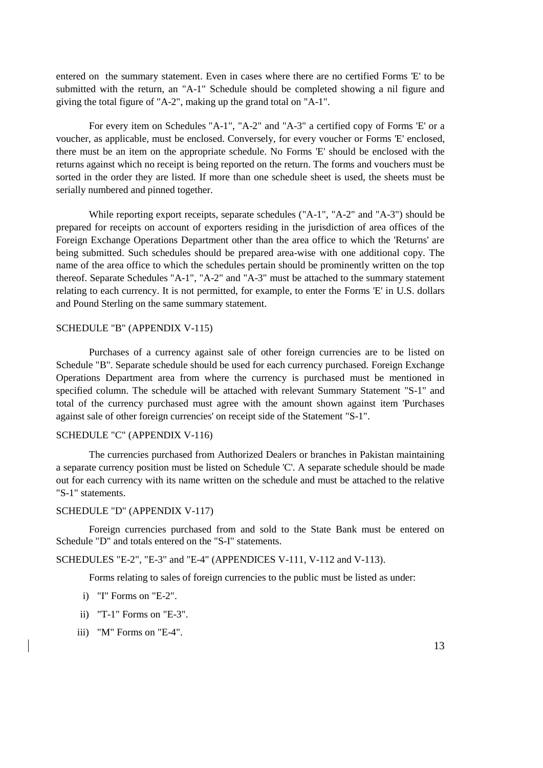entered on the summary statement. Even in cases where there are no certified Forms 'E' to be submitted with the return, an "A-1" Schedule should be completed showing a nil figure and giving the total figure of "A-2", making up the grand total on "A-1".

For every item on Schedules "A-1", "A-2" and "A-3" a certified copy of Forms 'E' or a voucher, as applicable, must be enclosed. Conversely, for every voucher or Forms 'E' enclosed, there must be an item on the appropriate schedule. No Forms 'E' should be enclosed with the returns against which no receipt is being reported on the return. The forms and vouchers must be sorted in the order they are listed. If more than one schedule sheet is used, the sheets must be serially numbered and pinned together.

While reporting export receipts, separate schedules ("A-1", "A-2" and "A-3") should be prepared for receipts on account of exporters residing in the jurisdiction of area offices of the Foreign Exchange Operations Department other than the area office to which the 'Returns' are being submitted. Such schedules should be prepared area-wise with one additional copy. The name of the area office to which the schedules pertain should be prominently written on the top thereof. Separate Schedules "A-1", "A-2" and "A-3" must be attached to the summary statement relating to each currency. It is not permitted, for example, to enter the Forms 'E' in U.S. dollars and Pound Sterling on the same summary statement.

SCHEDULE "B" (APPENDIX V-115)

Purchases of a currency against sale of other foreign currencies are to be listed on Schedule "B". Separate schedule should be used for each currency purchased. Foreign Exchange Operations Department area from where the currency is purchased must be mentioned in specified column. The schedule will be attached with relevant Summary Statement "S-1" and total of the currency purchased must agree with the amount shown against item 'Purchases against sale of other foreign currencies' on receipt side of the Statement "S-1".

SCHEDULE "C" (APPENDIX V-116)

The currencies purchased from Authorized Dealers or branches in Pakistan maintaining a separate currency position must be listed on Schedule 'C'. A separate schedule should be made out for each currency with its name written on the schedule and must be attached to the relative "S-1" statements.

SCHEDULE "D" (APPENDIX V-117)

Foreign currencies purchased from and sold to the State Bank must be entered on Schedule "D" and totals entered on the "S-I" statements.

SCHEDULES "E-2", "E-3" and "E-4" (APPENDICES V-111, V-112 and V-113).

Forms relating to sales of foreign currencies to the public must be listed as under:

i) "I" Forms on "E-2".

ii) "T-1" Forms on "E-3".

iii) "M" Forms on "E-4".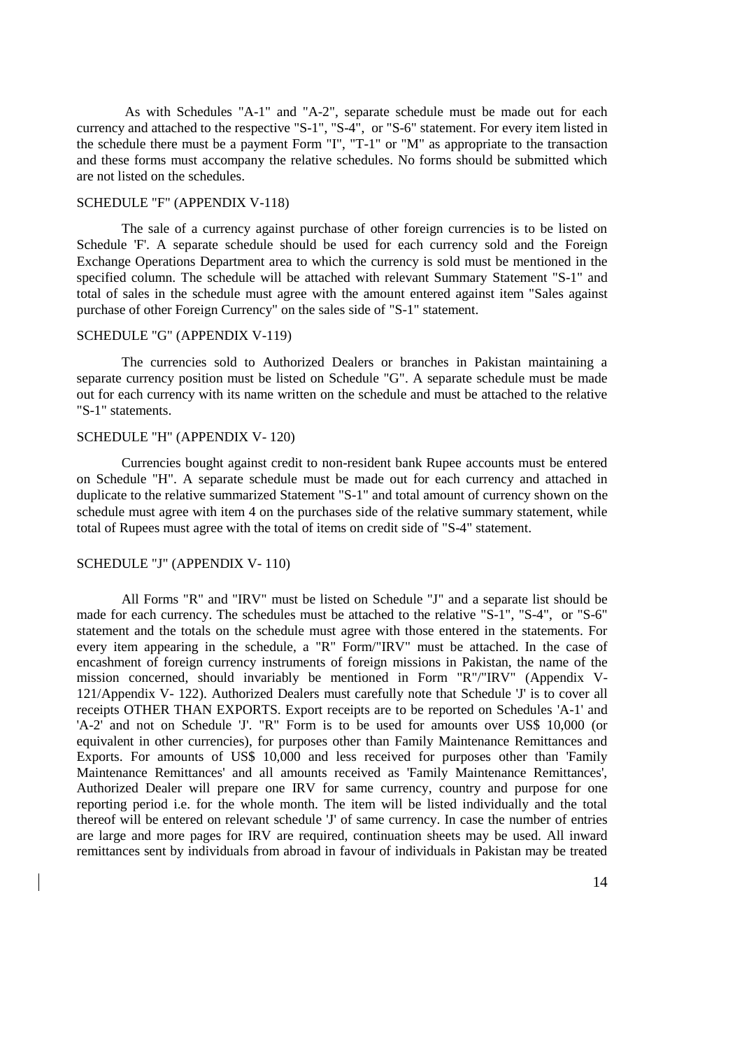As with Schedules "A-1" and "A-2", separate schedule must be made out for each currency and attached to the respective "S-1", "S-4", or "S-6" statement. For every item listed in the schedule there must be a payment Form "I", "T-1" or "M" as appropriate to the transaction and these forms must accompany the relative schedules. No forms should be submitted which are not listed on the schedules.

### SCHEDULE "F" (APPENDIX V-118)

The sale of a currency against purchase of other foreign currencies is to be listed on Schedule 'F'. A separate schedule should be used for each currency sold and the Foreign Exchange Operations Department area to which the currency is sold must be mentioned in the specified column. The schedule will be attached with relevant Summary Statement "S-1" and total of sales in the schedule must agree with the amount entered against item "Sales against purchase of other Foreign Currency" on the sales side of "S-1" statement.

### SCHEDULE "G" (APPENDIX V-119)

The currencies sold to Authorized Dealers or branches in Pakistan maintaining a separate currency position must be listed on Schedule "G". A separate schedule must be made out for each currency with its name written on the schedule and must be attached to the relative "S-1" statements.

### SCHEDULE "H" (APPENDIX V- 120)

Currencies bought against credit to non-resident bank Rupee accounts must be entered on Schedule "H". A separate schedule must be made out for each currency and attached in duplicate to the relative summarized Statement "S-1" and total amount of currency shown on the schedule must agree with item 4 on the purchases side of the relative summary statement, while total of Rupees must agree with the total of items on credit side of "S-4" statement.

### SCHEDULE "J" (APPENDIX V- 110)

All Forms "R" and "IRV" must be listed on Schedule "J" and a separate list should be made for each currency. The schedules must be attached to the relative "S-1", "S-4", or "S-6" statement and the totals on the schedule must agree with those entered in the statements. For every item appearing in the schedule, a "R" Form/"IRV" must be attached. In the case of encashment of foreign currency instruments of foreign missions in Pakistan, the name of the mission concerned, should invariably be mentioned in Form "R"/"IRV" (Appendix V-121/Appendix V- 122). Authorized Dealers must carefully note that Schedule 'J' is to cover all receipts OTHER THAN EXPORTS. Export receipts are to be reported on Schedules 'A-1' and 'A-2' and not on Schedule 'J'. "R" Form is to be used for amounts over US$ 10,000 (or equivalent in other currencies), for purposes other than Family Maintenance Remittances and Exports. For amounts of US$ 10,000 and less received for purposes other than 'Family Maintenance Remittances' and all amounts received as 'Family Maintenance Remittances', Authorized Dealer will prepare one IRV for same currency, country and purpose for one reporting period i.e. for the whole month. The item will be listed individually and the total thereof will be entered on relevant schedule 'J' of same currency. In case the number of entries are large and more pages for IRV are required, continuation sheets may be used. All inward remittances sent by individuals from abroad in favour of individuals in Pakistan may be treated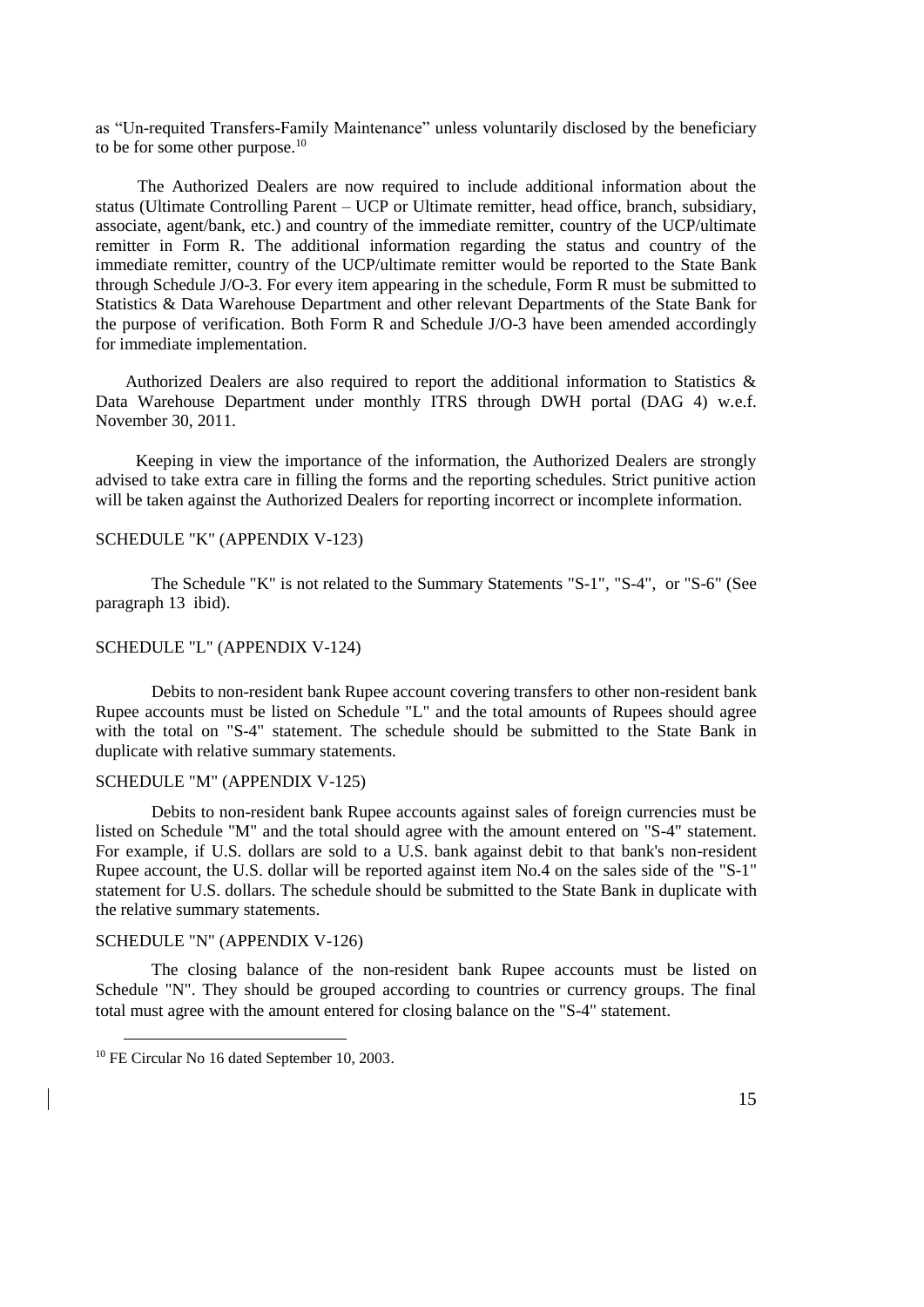as “Un-requited Transfers-Family Maintenance” unless voluntarily disclosed by the beneficiary to be for some other purpose.[10]

The Authorized Dealers are now required to include additional information about the status (Ultimate Controlling Parent – UCP or Ultimate remitter, head office, branch, subsidiary, associate, agent/bank, etc.) and country of the immediate remitter, country of the UCP/ultimate remitter in Form R. The additional information regarding the status and country of the immediate remitter, country of the UCP/ultimate remitter would be reported to the State Bank through Schedule J/O-3. For every item appearing in the schedule, Form R must be submitted to Statistics & Data Warehouse Department and other relevant Departments of the State Bank for the purpose of verification. Both Form R and Schedule J/O-3 have been amended accordingly for immediate implementation.

Authorized Dealers are also required to report the additional information to Statistics & Data Warehouse Department under monthly ITRS through DWH portal (DAG 4) w.e.f. November 30, 2011.

Keeping in view the importance of the information, the Authorized Dealers are strongly advised to take extra care in filling the forms and the reporting schedules. Strict punitive action will be taken against the Authorized Dealers for reporting incorrect or incomplete information.

SCHEDULE "K" (APPENDIX V-123)

The Schedule "K" is not related to the Summary Statements "S-1", "S-4", or "S-6" (See paragraph 13 ibid).

SCHEDULE "L" (APPENDIX V-124)

Debits to non-resident bank Rupee account covering transfers to other non-resident bank Rupee accounts must be listed on Schedule "L" and the total amounts of Rupees should agree with the total on "S-4" statement. The schedule should be submitted to the State Bank in duplicate with relative summary statements.

SCHEDULE "M" (APPENDIX V-125)

Debits to non-resident bank Rupee accounts against sales of foreign currencies must be listed on Schedule "M" and the total should agree with the amount entered on "S-4" statement. For example, if U.S. dollars are sold to a U.S. bank against debit to that bank's non-resident Rupee account, the U.S. dollar will be reported against item No.4 on the sales side of the "S-1" statement for U.S. dollars. The schedule should be submitted to the State Bank in duplicate with the relative summary statements.

SCHEDULE "N" (APPENDIX V-126)

The closing balance of the non-resident bank Rupee accounts must be listed on Schedule "N". They should be grouped according to countries or currency groups. The final total must agree with the amount entered for closing balance on the "S-4" statement.

[10] FE Circular No 16 dated September 10, 2003.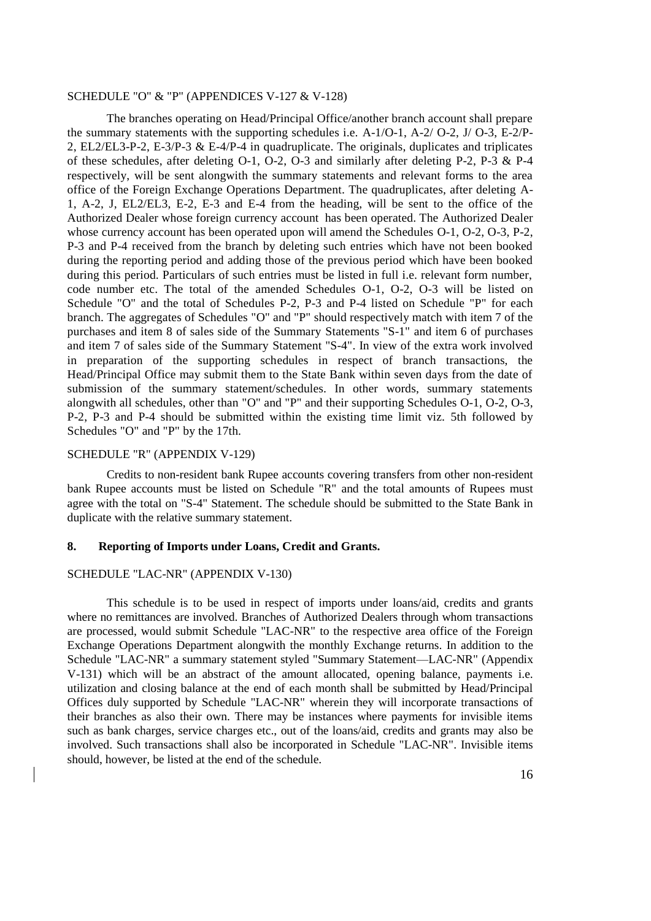SCHEDULE "O" & "P" (APPENDICES V-127 & V-128)

The branches operating on Head/Principal Office/another branch account shall prepare the summary statements with the supporting schedules i.e. A-1/O-1, A-2/ O-2, J/ O-3, E-2/P-2, EL2/EL3-P-2, E-3/P-3 & E-4/P-4 in quadruplicate. The originals, duplicates and triplicates of these schedules, after deleting O-1, O-2, O-3 and similarly after deleting P-2, P-3 & P-4 respectively, will be sent alongwith the summary statements and relevant forms to the area office of the Foreign Exchange Operations Department. The quadruplicates, after deleting A-1, A-2, J, EL2/EL3, E-2, E-3 and E-4 from the heading, will be sent to the office of the Authorized Dealer whose foreign currency account has been operated. The Authorized Dealer whose currency account has been operated upon will amend the Schedules O-1, O-2, O-3, P-2, P-3 and P-4 received from the branch by deleting such entries which have not been booked during the reporting period and adding those of the previous period which have been booked during this period. Particulars of such entries must be listed in full i.e. relevant form number, code number etc. The total of the amended Schedules O-1, O-2, O-3 will be listed on Schedule "O" and the total of Schedules P-2, P-3 and P-4 listed on Schedule "P" for each branch. The aggregates of Schedules "O" and "P" should respectively match with item 7 of the purchases and item 8 of sales side of the Summary Statements "S-1" and item 6 of purchases and item 7 of sales side of the Summary Statement "S-4". In view of the extra work involved in preparation of the supporting schedules in respect of branch transactions, the Head/Principal Office may submit them to the State Bank within seven days from the date of submission of the summary statement/schedules. In other words, summary statements alongwith all schedules, other than "O" and "P" and their supporting Schedules O-1, O-2, O-3, P-2, P-3 and P-4 should be submitted within the existing time limit viz. 5th followed by Schedules "O" and "P" by the 17th.

SCHEDULE "R" (APPENDIX V-129)

Credits to non-resident bank Rupee accounts covering transfers from other non-resident bank Rupee accounts must be listed on Schedule "R" and the total amounts of Rupees must agree with the total on "S-4" Statement. The schedule should be submitted to the State Bank in duplicate with the relative summary statement.

## 8. Reporting of Imports under Loans, Credit and Grants.

SCHEDULE "LAC-NR" (APPENDIX V-130)

This schedule is to be used in respect of imports under loans/aid, credits and grants where no remittances are involved. Branches of Authorized Dealers through whom transactions are processed, would submit Schedule "LAC-NR" to the respective area office of the Foreign Exchange Operations Department alongwith the monthly Exchange returns. In addition to the Schedule "LAC-NR" a summary statement styled "Summary Statement—LAC-NR" (Appendix V-131) which will be an abstract of the amount allocated, opening balance, payments i.e. utilization and closing balance at the end of each month shall be submitted by Head/Principal Offices duly supported by Schedule "LAC-NR" wherein they will incorporate transactions of their branches as also their own. There may be instances where payments for invisible items such as bank charges, service charges etc., out of the loans/aid, credits and grants may also be involved. Such transactions shall also be incorporated in Schedule "LAC-NR". Invisible items should, however, be listed at the end of the schedule.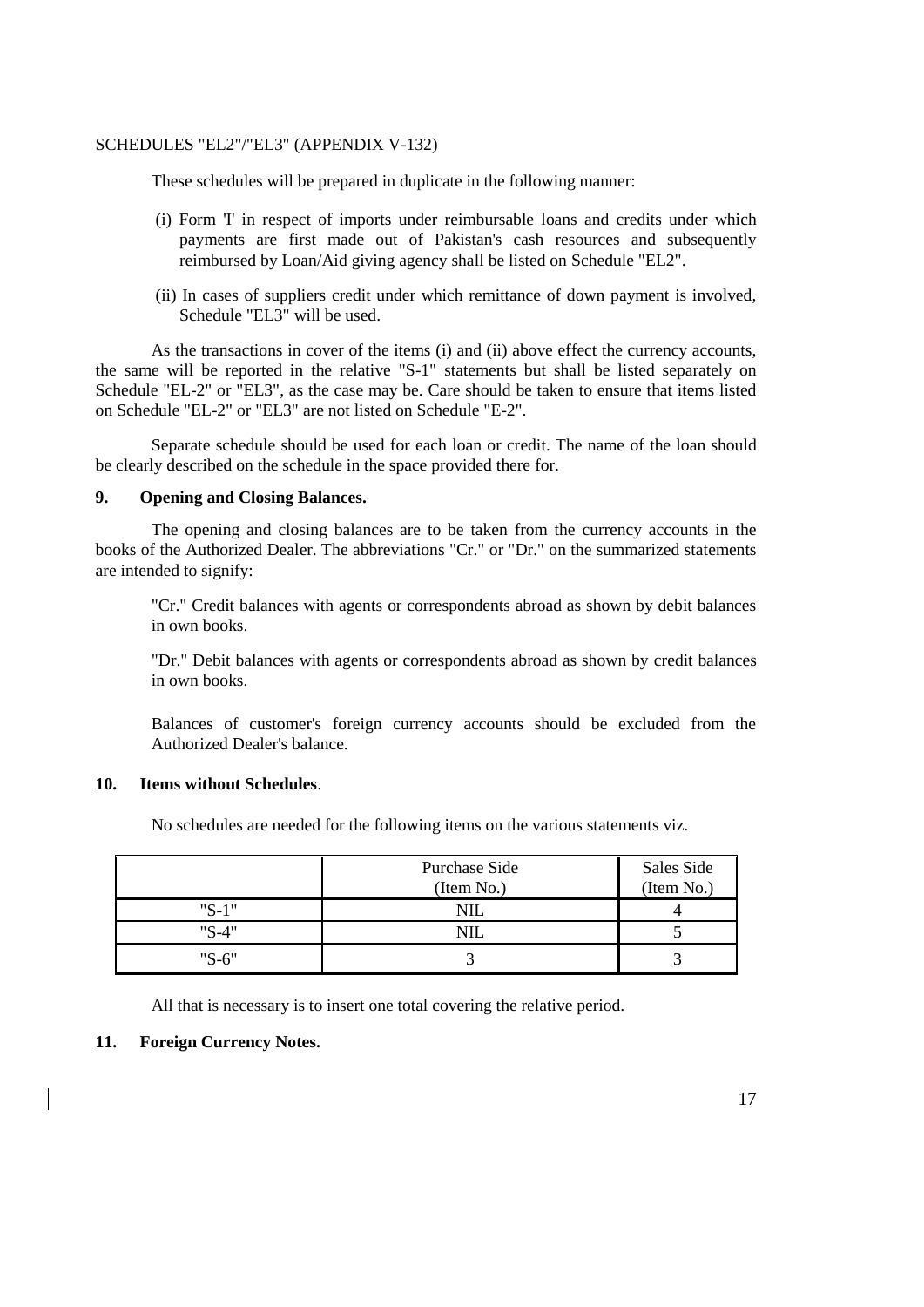SCHEDULES "EL2"/"EL3" (APPENDIX V-132)

These schedules will be prepared in duplicate in the following manner:

(i) Form 'I' in respect of imports under reimbursable loans and credits under which payments are first made out of Pakistan's cash resources and subsequently reimbursed by Loan/Aid giving agency shall be listed on Schedule "EL2".

(ii) In cases of suppliers credit under which remittance of down payment is involved, Schedule "EL3" will be used.

As the transactions in cover of the items (i) and (ii) above effect the currency accounts, the same will be reported in the relative "S-1" statements but shall be listed separately on Schedule "EL-2" or "EL3", as the case may be. Care should be taken to ensure that items listed on Schedule "EL-2" or "EL3" are not listed on Schedule "E-2".

Separate schedule should be used for each loan or credit. The name of the loan should be clearly described on the schedule in the space provided there for.

**9. Opening and Closing Balances.**

The opening and closing balances are to be taken from the currency accounts in the books of the Authorized Dealer. The abbreviations "Cr." or "Dr." on the summarized statements are intended to signify:

"Cr." Credit balances with agents or correspondents abroad as shown by debit balances in own books.

"Dr." Debit balances with agents or correspondents abroad as shown by credit balances in own books.

Balances of customer's foreign currency accounts should be excluded from the Authorized Dealer's balance.

**10. Items without Schedules**.

No schedules are needed for the following items on the various statements viz.

| | Purchase Side (Item No.) | Sales Side (Item No.) |
|---|---|---|
| "S-1" | NIL | 4 |
| "S-4" | NIL | 5 |
| "S-6" | 3 | 3 |

All that is necessary is to insert one total covering the relative period.

**11. Foreign Currency Notes.**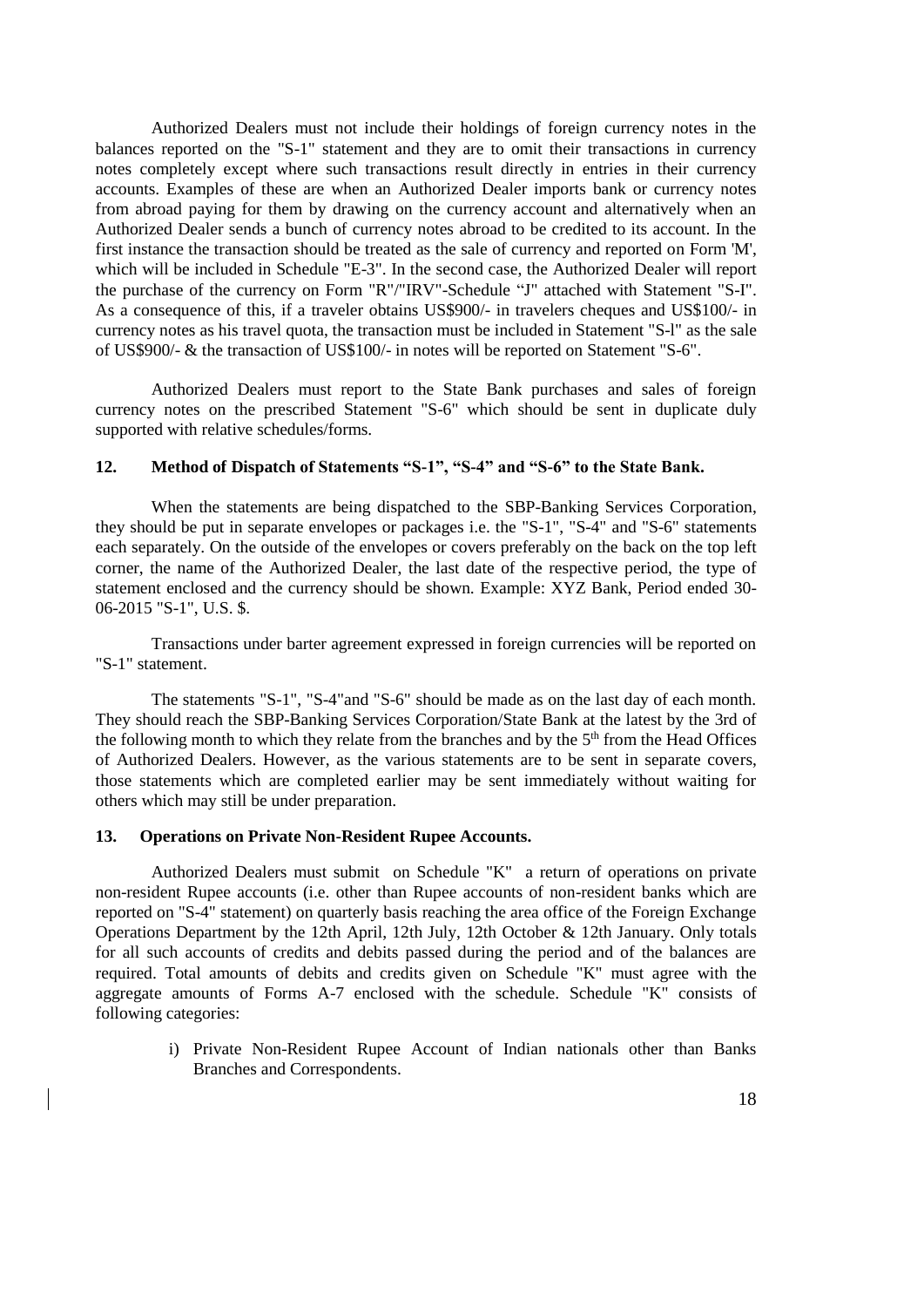Authorized Dealers must not include their holdings of foreign currency notes in the balances reported on the "S-1" statement and they are to omit their transactions in currency notes completely except where such transactions result directly in entries in their currency accounts. Examples of these are when an Authorized Dealer imports bank or currency notes from abroad paying for them by drawing on the currency account and alternatively when an Authorized Dealer sends a bunch of currency notes abroad to be credited to its account. In the first instance the transaction should be treated as the sale of currency and reported on Form 'M', which will be included in Schedule "E-3". In the second case, the Authorized Dealer will report the purchase of the currency on Form "R"/"IRV"-Schedule "J" attached with Statement "S-I". As a consequence of this, if a traveler obtains US$900/- in travelers cheques and US$100/- in currency notes as his travel quota, the transaction must be included in Statement "S-l" as the sale of US$900/- & the transaction of US$100/- in notes will be reported on Statement "S-6".

Authorized Dealers must report to the State Bank purchases and sales of foreign currency notes on the prescribed Statement "S-6" which should be sent in duplicate duly supported with relative schedules/forms.

## 12. Method of Dispatch of Statements "S-1", "S-4" and "S-6" to the State Bank.

When the statements are being dispatched to the SBP-Banking Services Corporation, they should be put in separate envelopes or packages i.e. the "S-1", "S-4" and "S-6" statements each separately. On the outside of the envelopes or covers preferably on the back on the top left corner, the name of the Authorized Dealer, the last date of the respective period, the type of statement enclosed and the currency should be shown. Example: XYZ Bank, Period ended 30-06-2015 "S-1", U.S. $.

Transactions under barter agreement expressed in foreign currencies will be reported on "S-1" statement.

The statements "S-1", "S-4"and "S-6" should be made as on the last day of each month. They should reach the SBP-Banking Services Corporation/State Bank at the latest by the 3rd of the following month to which they relate from the branches and by the 5th from the Head Offices of Authorized Dealers. However, as the various statements are to be sent in separate covers, those statements which are completed earlier may be sent immediately without waiting for others which may still be under preparation.

## 13. Operations on Private Non-Resident Rupee Accounts.

Authorized Dealers must submit on Schedule "K" a return of operations on private non-resident Rupee accounts (i.e. other than Rupee accounts of non-resident banks which are reported on "S-4" statement) on quarterly basis reaching the area office of the Foreign Exchange Operations Department by the 12th April, 12th July, 12th October & 12th January. Only totals for all such accounts of credits and debits passed during the period and of the balances are required. Total amounts of debits and credits given on Schedule "K" must agree with the aggregate amounts of Forms A-7 enclosed with the schedule. Schedule "K" consists of following categories:

i) Private Non-Resident Rupee Account of Indian nationals other than Banks Branches and Correspondents.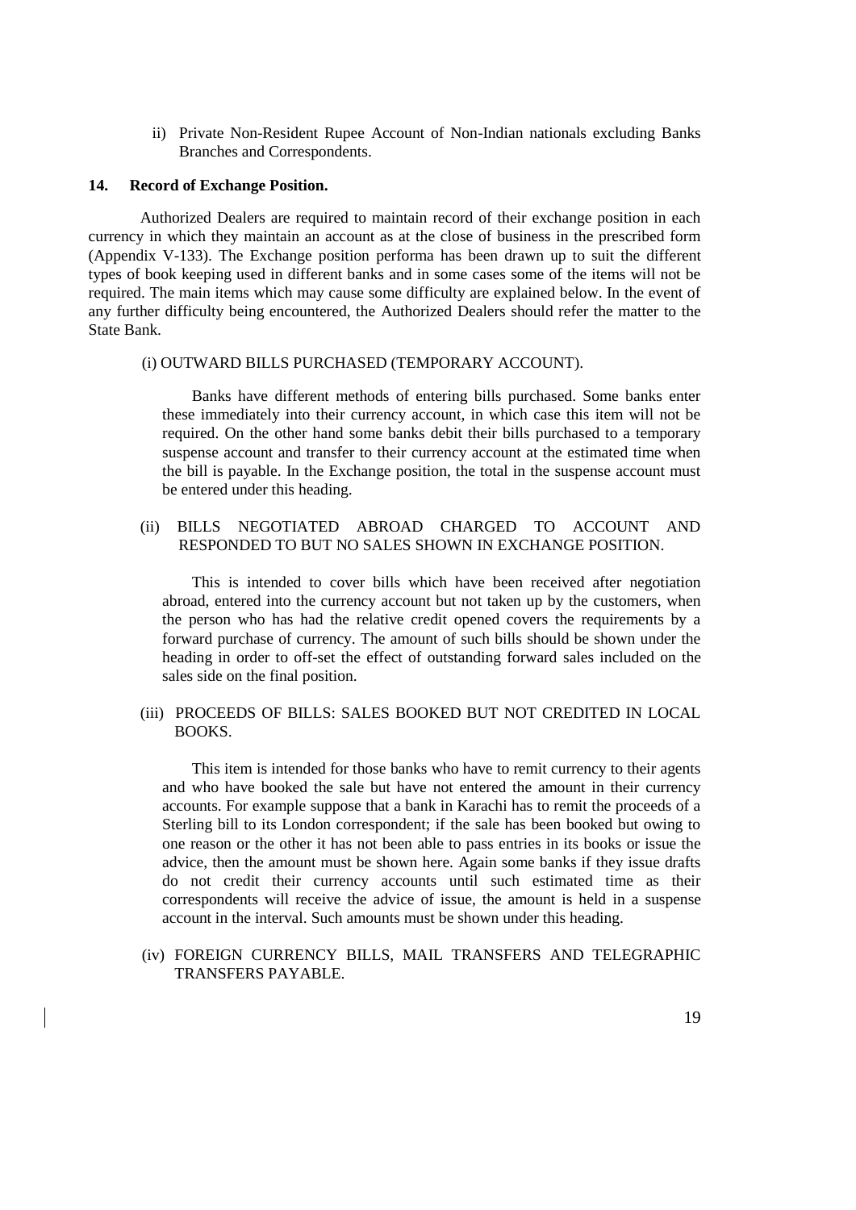ii) Private Non-Resident Rupee Account of Non-Indian nationals excluding Banks Branches and Correspondents.

**14. Record of Exchange Position.**

Authorized Dealers are required to maintain record of their exchange position in each currency in which they maintain an account as at the close of business in the prescribed form (Appendix V-133). The Exchange position performa has been drawn up to suit the different types of book keeping used in different banks and in some cases some of the items will not be required. The main items which may cause some difficulty are explained below. In the event of any further difficulty being encountered, the Authorized Dealers should refer the matter to the State Bank.

(i) OUTWARD BILLS PURCHASED (TEMPORARY ACCOUNT).

Banks have different methods of entering bills purchased. Some banks enter these immediately into their currency account, in which case this item will not be required. On the other hand some banks debit their bills purchased to a temporary suspense account and transfer to their currency account at the estimated time when the bill is payable. In the Exchange position, the total in the suspense account must be entered under this heading.

(ii) BILLS NEGOTIATED ABROAD CHARGED TO ACCOUNT AND RESPONDED TO BUT NO SALES SHOWN IN EXCHANGE POSITION.

This is intended to cover bills which have been received after negotiation abroad, entered into the currency account but not taken up by the customers, when the person who has had the relative credit opened covers the requirements by a forward purchase of currency. The amount of such bills should be shown under the heading in order to off-set the effect of outstanding forward sales included on the sales side on the final position.

(iii) PROCEEDS OF BILLS: SALES BOOKED BUT NOT CREDITED IN LOCAL BOOKS.

This item is intended for those banks who have to remit currency to their agents and who have booked the sale but have not entered the amount in their currency accounts. For example suppose that a bank in Karachi has to remit the proceeds of a Sterling bill to its London correspondent; if the sale has been booked but owing to one reason or the other it has not been able to pass entries in its books or issue the advice, then the amount must be shown here. Again some banks if they issue drafts do not credit their currency accounts until such estimated time as their correspondents will receive the advice of issue, the amount is held in a suspense account in the interval. Such amounts must be shown under this heading.

(iv) FOREIGN CURRENCY BILLS, MAIL TRANSFERS AND TELEGRAPHIC TRANSFERS PAYABLE.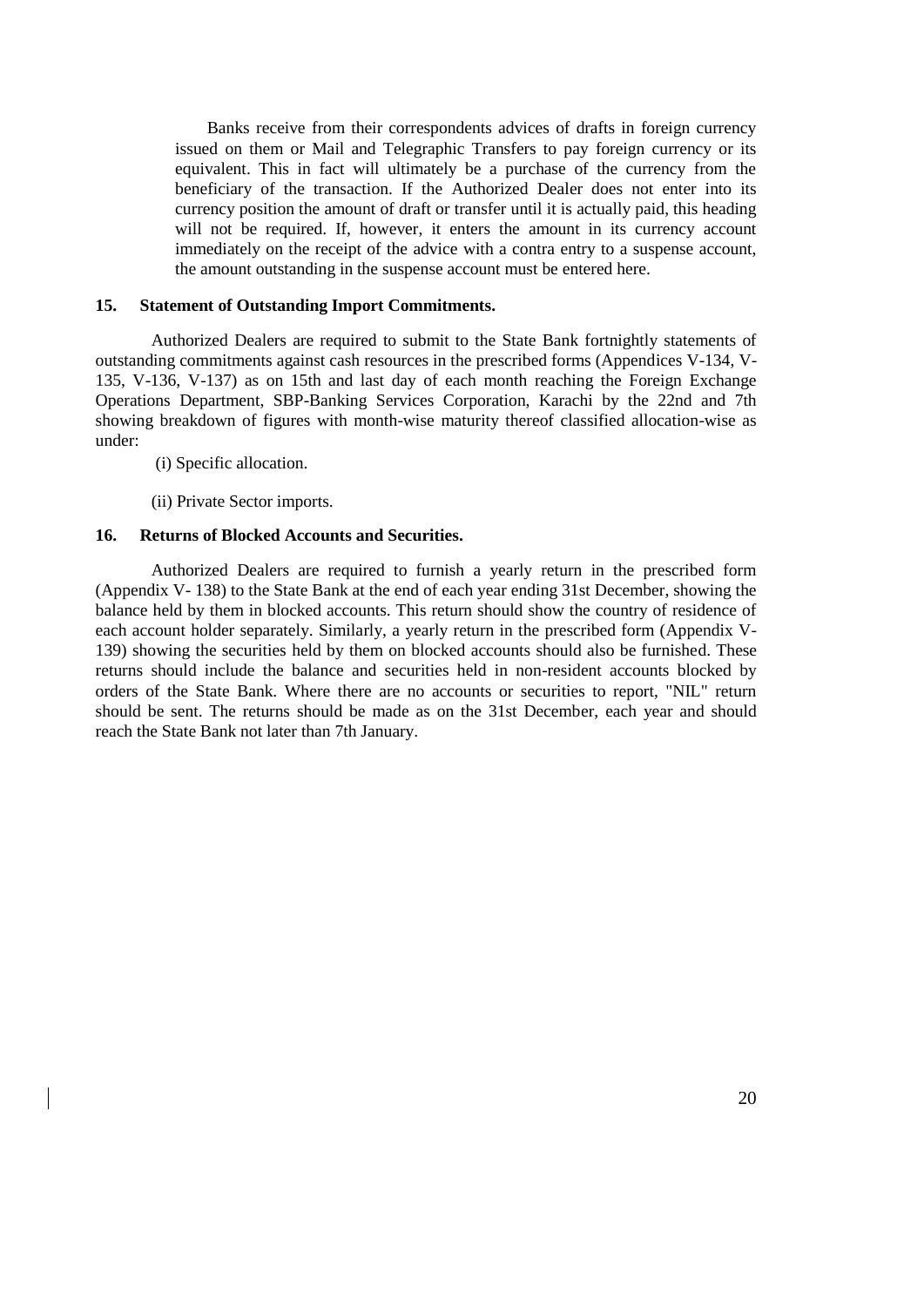Banks receive from their correspondents advices of drafts in foreign currency issued on them or Mail and Telegraphic Transfers to pay foreign currency or its equivalent. This in fact will ultimately be a purchase of the currency from the beneficiary of the transaction. If the Authorized Dealer does not enter into its currency position the amount of draft or transfer until it is actually paid, this heading will not be required. If, however, it enters the amount in its currency account immediately on the receipt of the advice with a contra entry to a suspense account, the amount outstanding in the suspense account must be entered here.

**15. Statement of Outstanding Import Commitments.**

Authorized Dealers are required to submit to the State Bank fortnightly statements of outstanding commitments against cash resources in the prescribed forms (Appendices V-134, V-135, V-136, V-137) as on 15th and last day of each month reaching the Foreign Exchange Operations Department, SBP-Banking Services Corporation, Karachi by the 22nd and 7th showing breakdown of figures with month-wise maturity thereof classified allocation-wise as under:

(i) Specific allocation.

(ii) Private Sector imports.

**16. Returns of Blocked Accounts and Securities.**

Authorized Dealers are required to furnish a yearly return in the prescribed form (Appendix V- 138) to the State Bank at the end of each year ending 31st December, showing the balance held by them in blocked accounts. This return should show the country of residence of each account holder separately. Similarly, a yearly return in the prescribed form (Appendix V-139) showing the securities held by them on blocked accounts should also be furnished. These returns should include the balance and securities held in non-resident accounts blocked by orders of the State Bank. Where there are no accounts or securities to report, "NIL" return should be sent. The returns should be made as on the 31st December, each year and should reach the State Bank not later than 7th January.